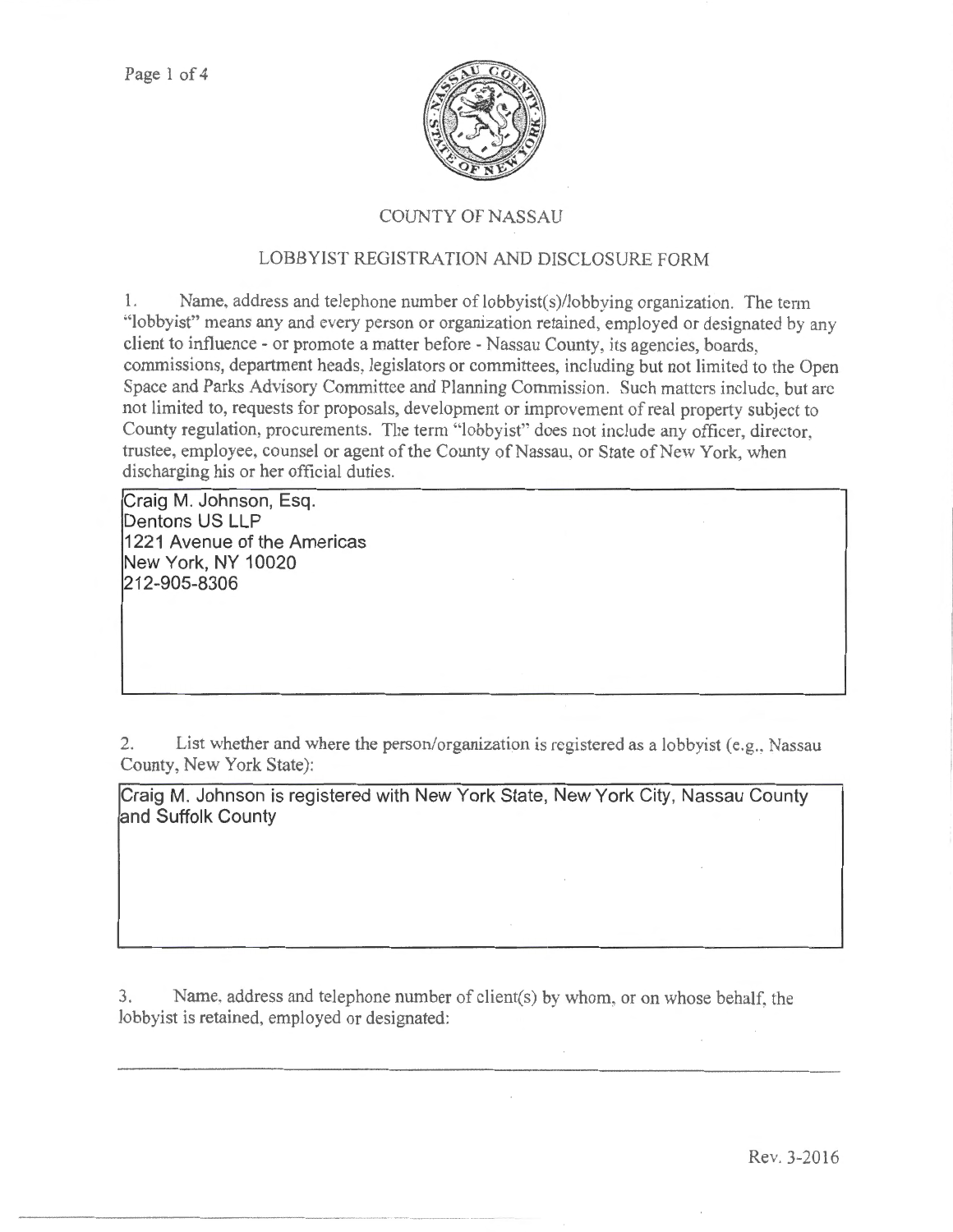COUNTY OF NASSAU

LOBBYIST REGISTRATION AND DISCLOSURE FORM

1. Name, address and telephone number of lobbyist(s)/lobbying organization. The term "lobbyist" means any and every person or organization retained, employed or designated by any client to influence - or promote a matter before - Nassau County, its agencies, boards, commissions, department heads, legislators or committees, including but not limited to the Open Space and Parks Advisory Committee and Planning Commission. Such matters include, but are not limited to, requests for proposals, development or improvement of real property subject to County regulation, procurements. The term "lobbyist" does not include any officer, director, trustee, employee, counsel or agent of the County of Nassau, or State of New York, when discharging his or her official duties.

Craig M. Johnson, Esq.
Dentons US LLP
1221 Avenue of the Americas
New York, NY 10020
212-905-8306

2. List whether and where the person/organization is registered as a lobbyist (e.g., Nassau County, New York State):

Craig M. Johnson is registered with New York State, New York City, Nassau County and Suffolk County

3. Name, address and telephone number of client(s) by whom, or on whose behalf, the lobbyist is retained, employed or designated:

Rev. 3-2016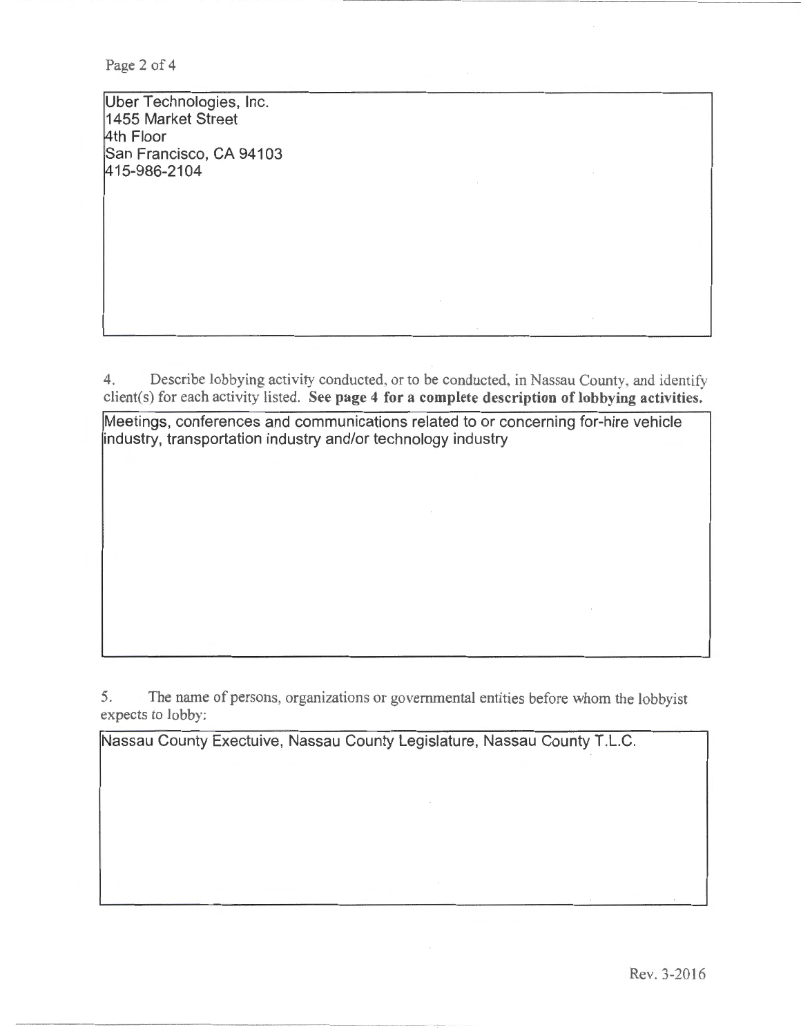Uber Technologies, Inc.
1455 Market Street
4th Floor
San Francisco, CA 94103
415-986-2104

4. Describe lobbying activity conducted, or to be conducted, in Nassau County, and identify client(s) for each activity listed. **See page 4 for a complete description of lobbying activities.**

Meetings, conferences and communications related to or concerning for-hire vehicle industry, transportation industry and/or technology industry

5. The name of persons, organizations or governmental entities before whom the lobbyist expects to lobby:

Nassau County Exectuive, Nassau County Legislature, Nassau County T.L.C.

Rev. 3-2016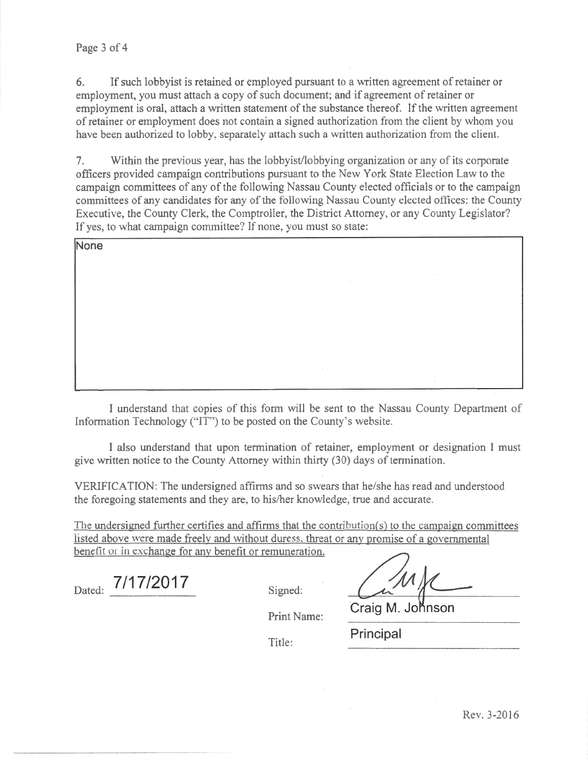6. If such lobbyist is retained or employed pursuant to a written agreement of retainer or employment, you must attach a copy of such document; and if agreement of retainer or employment is oral, attach a written statement of the substance thereof. If the written agreement of retainer or employment does not contain a signed authorization from the client by whom you have been authorized to lobby, separately attach such a written authorization from the client.

7. Within the previous year, has the lobbyist/lobbying organization or any of its corporate officers provided campaign contributions pursuant to the New York State Election Law to the campaign committees of any of the following Nassau County elected officials or to the campaign committees of any candidates for any of the following Nassau County elected offices: the County Executive, the County Clerk, the Comptroller, the District Attorney, or any County Legislator? If yes, to what campaign committee? If none, you must so state:

None

I understand that copies of this form will be sent to the Nassau County Department of Information Technology ("IT") to be posted on the County's website.

I also understand that upon termination of retainer, employment or designation I must give written notice to the County Attorney within thirty (30) days of termination.

VERIFICATION: The undersigned affirms and so swears that he/she has read and understood the foregoing statements and they are, to his/her knowledge, true and accurate.

The undersigned further certifies and affirms that the contribution(s) to the campaign committees listed above were made freely and without duress, threat or any promise of a governmental benefit or in exchange for any benefit or remuneration.

Dated: 7/17/2017

Signed: [signature]

Print Name: Craig M. Johnson

Title: Principal

Rev. 3-2016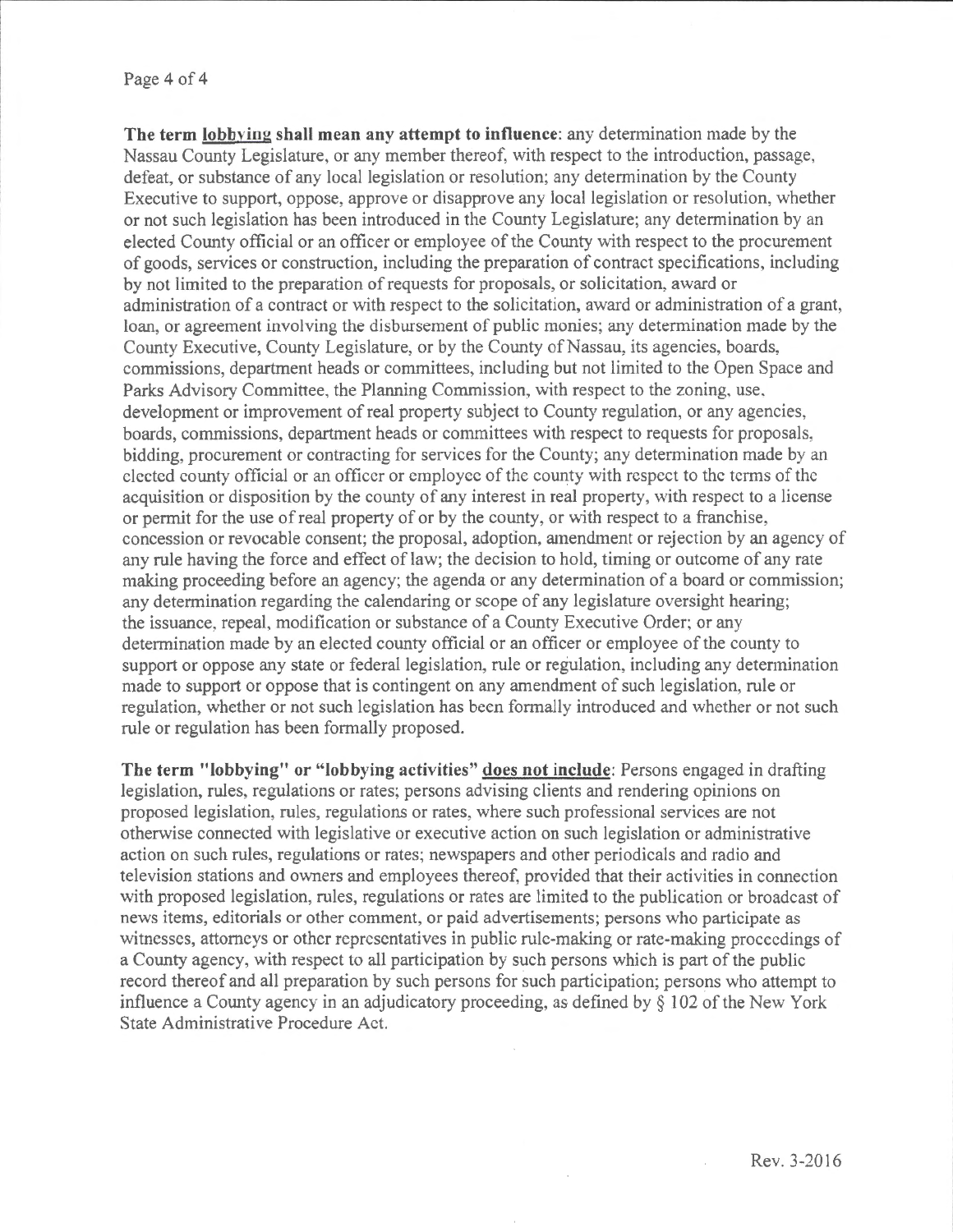**The term <u>lobbying</u> shall mean any attempt to influence**: any determination made by the Nassau County Legislature, or any member thereof, with respect to the introduction, passage, defeat, or substance of any local legislation or resolution; any determination by the County Executive to support, oppose, approve or disapprove any local legislation or resolution, whether or not such legislation has been introduced in the County Legislature; any determination by an elected County official or an officer or employee of the County with respect to the procurement of goods, services or construction, including the preparation of contract specifications, including by not limited to the preparation of requests for proposals, or solicitation, award or administration of a contract or with respect to the solicitation, award or administration of a grant, loan, or agreement involving the disbursement of public monies; any determination made by the County Executive, County Legislature, or by the County of Nassau, its agencies, boards, commissions, department heads or committees, including but not limited to the Open Space and Parks Advisory Committee, the Planning Commission, with respect to the zoning, use, development or improvement of real property subject to County regulation, or any agencies, boards, commissions, department heads or committees with respect to requests for proposals, bidding, procurement or contracting for services for the County; any determination made by an elected county official or an officer or employee of the county with respect to the terms of the acquisition or disposition by the county of any interest in real property, with respect to a license or permit for the use of real property of or by the county, or with respect to a franchise, concession or revocable consent; the proposal, adoption, amendment or rejection by an agency of any rule having the force and effect of law; the decision to hold, timing or outcome of any rate making proceeding before an agency; the agenda or any determination of a board or commission; any determination regarding the calendaring or scope of any legislature oversight hearing; the issuance, repeal, modification or substance of a County Executive Order; or any determination made by an elected county official or an officer or employee of the county to support or oppose any state or federal legislation, rule or regulation, including any determination made to support or oppose that is contingent on any amendment of such legislation, rule or regulation, whether or not such legislation has been formally introduced and whether or not such rule or regulation has been formally proposed.

**The term "lobbying" or "lobbying activities" <u>does not include</u>**: Persons engaged in drafting legislation, rules, regulations or rates; persons advising clients and rendering opinions on proposed legislation, rules, regulations or rates, where such professional services are not otherwise connected with legislative or executive action on such legislation or administrative action on such rules, regulations or rates; newspapers and other periodicals and radio and television stations and owners and employees thereof, provided that their activities in connection with proposed legislation, rules, regulations or rates are limited to the publication or broadcast of news items, editorials or other comment, or paid advertisements; persons who participate as witnesses, attorneys or other representatives in public rule-making or rate-making proceedings of a County agency, with respect to all participation by such persons which is part of the public record thereof and all preparation by such persons for such participation; persons who attempt to influence a County agency in an adjudicatory proceeding, as defined by § 102 of the New York State Administrative Procedure Act.

Rev. 3-2016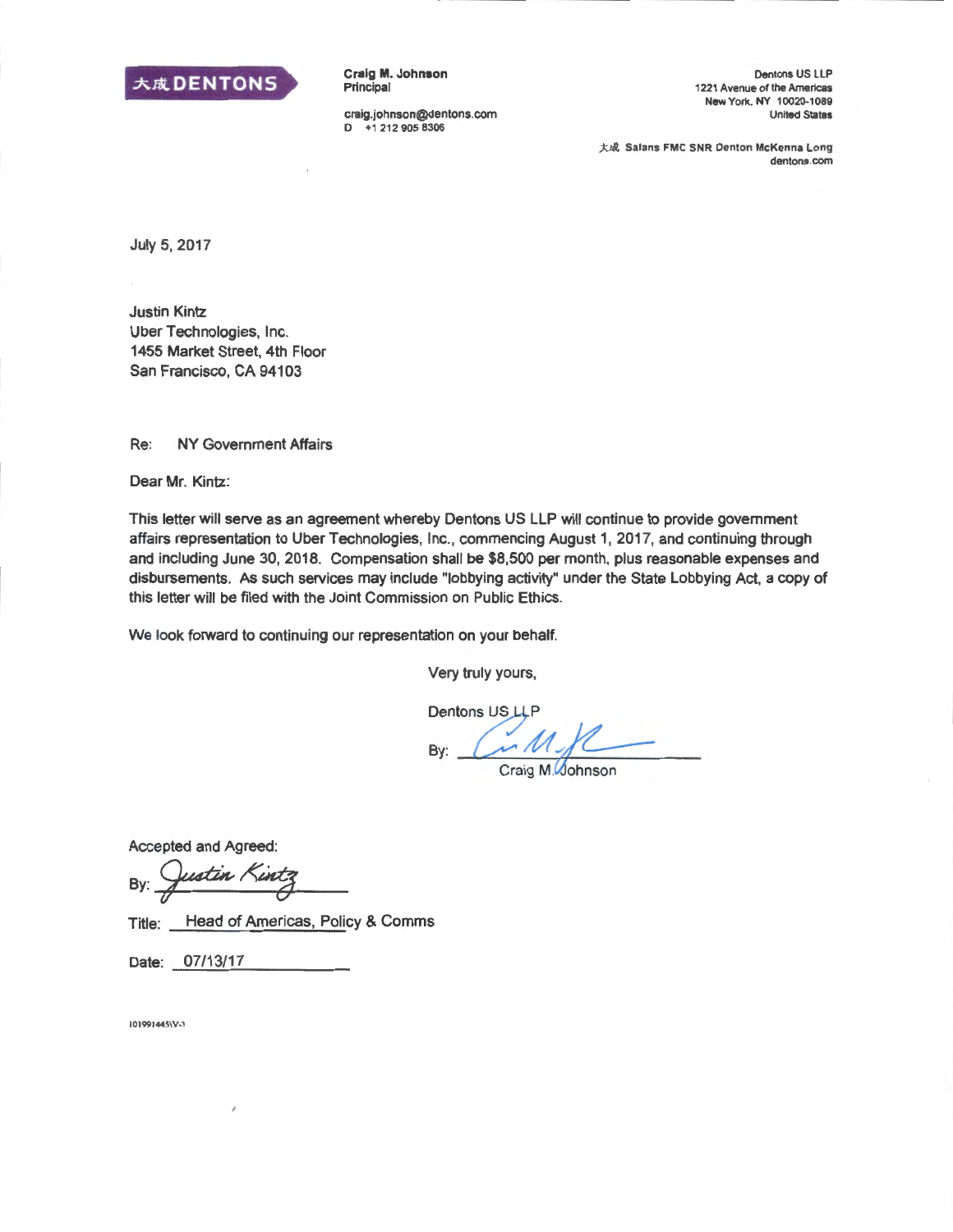大成 DENTONS

**Craig M. Johnson**
Principal

craig.johnson@dentons.com
D +1 212 905 8306

Dentons US LLP
1221 Avenue of the Americas
New York, NY 10020-1089
United States

大成 Salans FMC SNR Denton McKenna Long
dentons.com

July 5, 2017

Justin Kintz
Uber Technologies, Inc.
1455 Market Street, 4th Floor
San Francisco, CA 94103

Re: NY Government Affairs

Dear Mr. Kintz:

This letter will serve as an agreement whereby Dentons US LLP will continue to provide government affairs representation to Uber Technologies, Inc., commencing August 1, 2017, and continuing through and including June 30, 2018. Compensation shall be $8,500 per month, plus reasonable expenses and disbursements. As such services may include "lobbying activity" under the State Lobbying Act, a copy of this letter will be filed with the Joint Commission on Public Ethics.

We look forward to continuing our representation on your behalf.

Very truly yours,

Dentons US LLP

By: ____________________
Craig M. Johnson

Accepted and Agreed:

By: Justin Kintz

Title: Head of Americas, Policy & Comms

Date: 07/13/17

101991445\V-3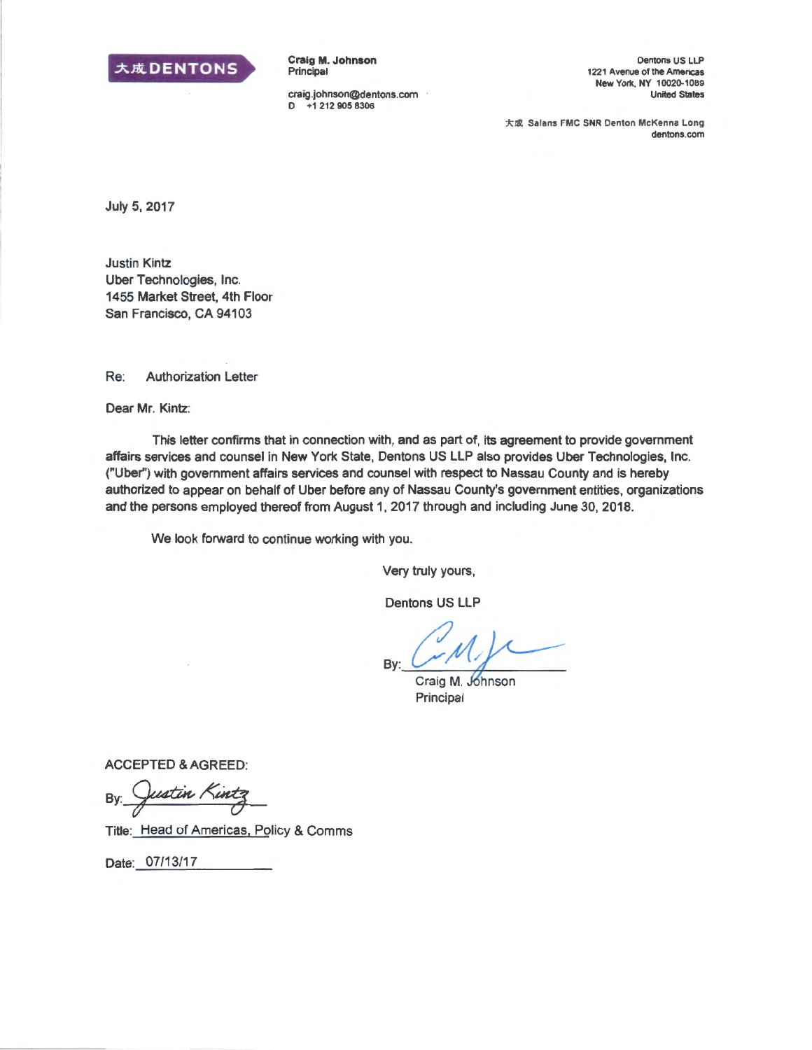大成 DENTONS

**Craig M. Johnson**
**Principal**

craig.johnson@dentons.com
D +1 212 905 8306

Dentons US LLP
1221 Avenue of the Americas
New York, NY 10020-1089
United States

大成 Salans FMC SNR Denton McKenna Long
dentons.com

July 5, 2017

Justin Kintz
Uber Technologies, Inc.
1455 Market Street, 4th Floor
San Francisco, CA 94103

Re: Authorization Letter

Dear Mr. Kintz:

This letter confirms that in connection with, and as part of, its agreement to provide government affairs services and counsel in New York State, Dentons US LLP also provides Uber Technologies, Inc. ("Uber") with government affairs services and counsel with respect to Nassau County and is hereby authorized to appear on behalf of Uber before any of Nassau County's government entities, organizations and the persons employed thereof from August 1, 2017 through and including June 30, 2018.

We look forward to continue working with you.

Very truly yours,

Dentons US LLP

By: *[signature]*
Craig M. Johnson
Principal

ACCEPTED & AGREED:

By: *Justin Kintz*

Title: Head of Americas, Policy & Comms

Date: 07/13/17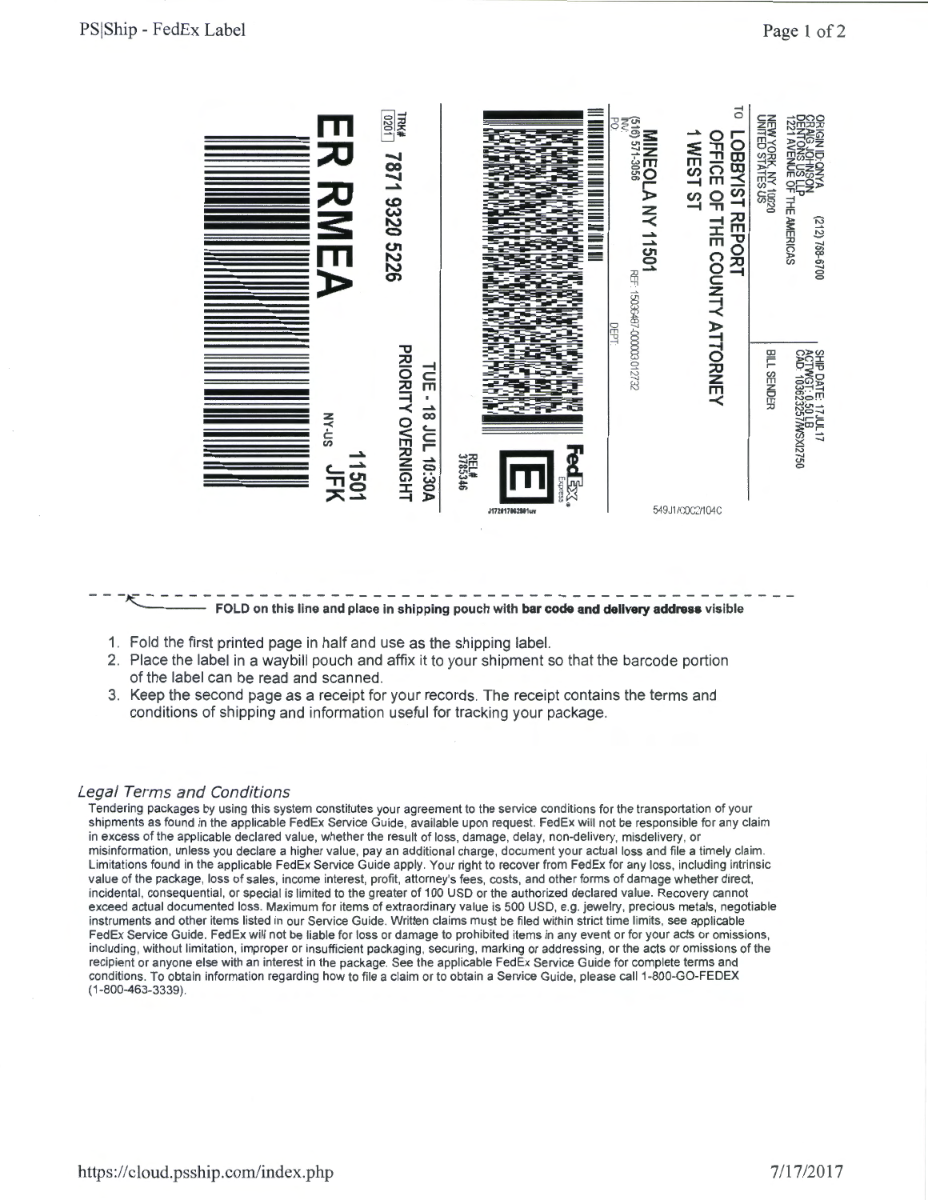ORIGIN ID:ONYA (212) 768-6700
CRAIG JOHNSON
DENTONS US LLP
1221 AVENUE OF THE AMERICAS

NEW YORK, NY 10020
UNITED STATES US

SHIP DATE: 17JUL17
ACTWGT: 0.50 LB
CAD: 103623257/WSXI2750

BILL SENDER

TO **LOBBYIST REPORT**
**OFFICE OF THE COUNTY ATTORNEY**
**1 WEST ST**

**MINEOLA NY 11501**
(516) 571-3056 REF: 15036487-000003 012732
INV:
PO: DEPT:

549J1/C0C2/104C

REL# 3785346

J172017062801uv

TRK# 0201 **7871 9320 5226**

**TUE - 18 JUL 10:30A**
**PRIORITY OVERNIGHT**

**ER RMEA**

**11501**
NY-US **JFK**

FOLD on this line and place in shipping pouch with **bar code and delivery address** visible

1. Fold the first printed page in half and use as the shipping label.
2. Place the label in a waybill pouch and affix it to your shipment so that the barcode portion of the label can be read and scanned.
3. Keep the second page as a receipt for your records. The receipt contains the terms and conditions of shipping and information useful for tracking your package.

*Legal Terms and Conditions*

Tendering packages by using this system constitutes your agreement to the service conditions for the transportation of your shipments as found in the applicable FedEx Service Guide, available upon request. FedEx will not be responsible for any claim in excess of the applicable declared value, whether the result of loss, damage, delay, non-delivery, misdelivery, or misinformation, unless you declare a higher value, pay an additional charge, document your actual loss and file a timely claim. Limitations found in the applicable FedEx Service Guide apply. Your right to recover from FedEx for any loss, including intrinsic value of the package, loss of sales, income interest, profit, attorney's fees, costs, and other forms of damage whether direct, incidental, consequential, or special is limited to the greater of 100 USD or the authorized declared value. Recovery cannot exceed actual documented loss. Maximum for items of extraordinary value is 500 USD, e.g. jewelry, precious metals, negotiable instruments and other items listed in our Service Guide. Written claims must be filed within strict time limits, see applicable FedEx Service Guide. FedEx will not be liable for loss or damage to prohibited items in any event or for your acts or omissions, including, without limitation, improper or insufficient packaging, securing, marking or addressing, or the acts or omissions of the recipient or anyone else with an interest in the package. See the applicable FedEx Service Guide for complete terms and conditions. To obtain information regarding how to file a claim or to obtain a Service Guide, please call 1-800-GO-FEDEX (1-800-463-3339).